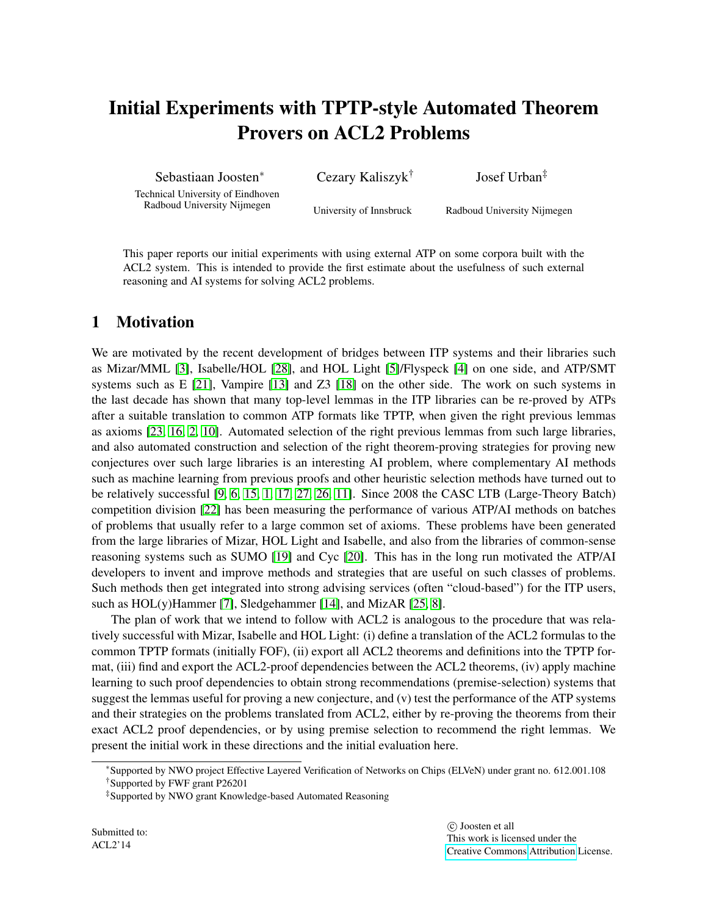# Initial Experiments with TPTP-style Automated Theorem Provers on ACL2 Problems

Sebastiaan Joosten[*]
Technical University of Eindhoven
Radboud University Nijmegen

Cezary Kaliszyk[†]
University of Innsbruck

Josef Urban[‡]
Radboud University Nijmegen

This paper reports our initial experiments with using external ATP on some corpora built with the ACL2 system. This is intended to provide the first estimate about the usefulness of such external reasoning and AI systems for solving ACL2 problems.

## 1 Motivation

We are motivated by the recent development of bridges between ITP systems and their libraries such as Mizar/MML [3], Isabelle/HOL [28], and HOL Light [5]/Flyspeck [4] on one side, and ATP/SMT systems such as E [21], Vampire [13] and Z3 [18] on the other side. The work on such systems in the last decade has shown that many top-level lemmas in the ITP libraries can be re-proved by ATPs after a suitable translation to common ATP formats like TPTP, when given the right previous lemmas as axioms [23, 16, 2, 10]. Automated selection of the right previous lemmas from such large libraries, and also automated construction and selection of the right theorem-proving strategies for proving new conjectures over such large libraries is an interesting AI problem, where complementary AI methods such as machine learning from previous proofs and other heuristic selection methods have turned out to be relatively successful [9, 6, 15, 1, 17, 27, 26, 11]. Since 2008 the CASC LTB (Large-Theory Batch) competition division [22] has been measuring the performance of various ATP/AI methods on batches of problems that usually refer to a large common set of axioms. These problems have been generated from the large libraries of Mizar, HOL Light and Isabelle, and also from the libraries of common-sense reasoning systems such as SUMO [19] and Cyc [20]. This has in the long run motivated the ATP/AI developers to invent and improve methods and strategies that are useful on such classes of problems. Such methods then get integrated into strong advising services (often "cloud-based") for the ITP users, such as HOL(y)Hammer [7], Sledgehammer [14], and MizAR [25, 8].

The plan of work that we intend to follow with ACL2 is analogous to the procedure that was relatively successful with Mizar, Isabelle and HOL Light: (i) define a translation of the ACL2 formulas to the common TPTP formats (initially FOF), (ii) export all ACL2 theorems and definitions into the TPTP format, (iii) find and export the ACL2-proof dependencies between the ACL2 theorems, (iv) apply machine learning to such proof dependencies to obtain strong recommendations (premise-selection) systems that suggest the lemmas useful for proving a new conjecture, and (v) test the performance of the ATP systems and their strategies on the problems translated from ACL2, either by re-proving the theorems from their exact ACL2 proof dependencies, or by using premise selection to recommend the right lemmas. We present the initial work in these directions and the initial evaluation here.

---

[*] Supported by NWO project Effective Layered Verification of Networks on Chips (ELVeN) under grant no. 612.001.108

[†] Supported by FWF grant P26201

[‡] Supported by NWO grant Knowledge-based Automated Reasoning

Submitted to:
ACL2'14

© Joosten et all
This work is licensed under the
Creative Commons Attribution License.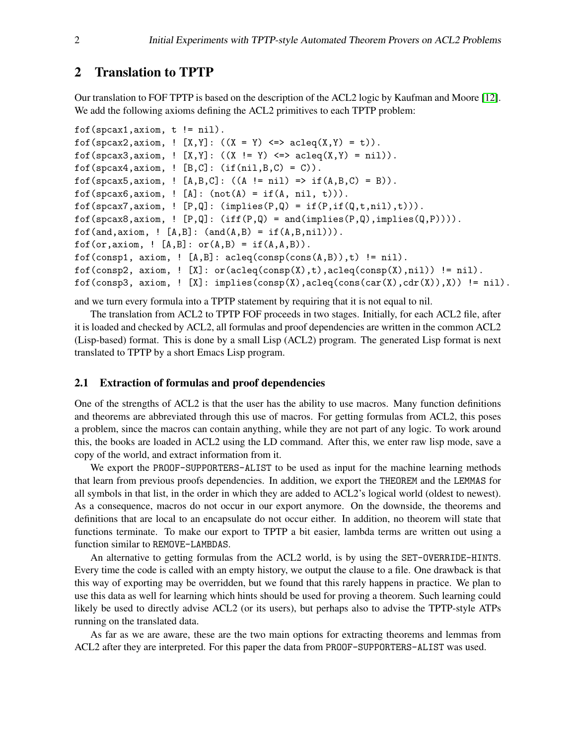## 2 Translation to TPTP

Our translation to FOF TPTP is based on the description of the ACL2 logic by Kaufman and Moore [12]. We add the following axioms defining the ACL2 primitives to each TPTP problem:

```
fof(spcax1,axiom, t != nil).
fof(spcax2,axiom, ! [X,Y]: ((X = Y) <=> acleq(X,Y) = t)).
fof(spcax3,axiom, ! [X,Y]: ((X != Y) <=> acleq(X,Y) = nil)).
fof(spcax4,axiom, ! [B,C]: (if(nil,B,C) = C)).
fof(spcax5,axiom, ! [A,B,C]: ((A != nil) => if(A,B,C) = B)).
fof(spcax6,axiom, ! [A]: (not(A) = if(A, nil, t))).
fof(spcax7,axiom, ! [P,Q]: (implies(P,Q) = if(P,if(Q,t,nil),t))).
fof(spcax8,axiom, ! [P,Q]: (iff(P,Q) = and(implies(P,Q),implies(Q,P)))).
fof(and,axiom, ! [A,B]: (and(A,B) = if(A,B,nil))).
fof(or,axiom, ! [A,B]: or(A,B) = if(A,A,B)).
fof(consp1, axiom, ! [A,B]: acleq(consp(cons(A,B)),t) != nil).
fof(consp2, axiom, ! [X]: or(acleq(consp(X),t),acleq(consp(X),nil)) != nil).
fof(consp3, axiom, ! [X]: implies(consp(X),acleq(cons(car(X),cdr(X)),X)) != nil).
```

and we turn every formula into a TPTP statement by requiring that it is not equal to nil.

The translation from ACL2 to TPTP FOF proceeds in two stages. Initially, for each ACL2 file, after it is loaded and checked by ACL2, all formulas and proof dependencies are written in the common ACL2 (Lisp-based) format. This is done by a small Lisp (ACL2) program. The generated Lisp format is next translated to TPTP by a short Emacs Lisp program.

### 2.1 Extraction of formulas and proof dependencies

One of the strengths of ACL2 is that the user has the ability to use macros. Many function definitions and theorems are abbreviated through this use of macros. For getting formulas from ACL2, this poses a problem, since the macros can contain anything, while they are not part of any logic. To work around this, the books are loaded in ACL2 using the LD command. After this, we enter raw lisp mode, save a copy of the world, and extract information from it.

We export the PROOF-SUPPORTERS-ALIST to be used as input for the machine learning methods that learn from previous proofs dependencies. In addition, we export the THEOREM and the LEMMAS for all symbols in that list, in the order in which they are added to ACL2's logical world (oldest to newest). As a consequence, macros do not occur in our export anymore. On the downside, the theorems and definitions that are local to an encapsulate do not occur either. In addition, no theorem will state that functions terminate. To make our export to TPTP a bit easier, lambda terms are written out using a function similar to REMOVE-LAMBDAS.

An alternative to getting formulas from the ACL2 world, is by using the SET-OVERRIDE-HINTS. Every time the code is called with an empty history, we output the clause to a file. One drawback is that this way of exporting may be overridden, but we found that this rarely happens in practice. We plan to use this data as well for learning which hints should be used for proving a theorem. Such learning could likely be used to directly advise ACL2 (or its users), but perhaps also to advise the TPTP-style ATPs running on the translated data.

As far as we are aware, these are the two main options for extracting theorems and lemmas from ACL2 after they are interpreted. For this paper the data from PROOF-SUPPORTERS-ALIST was used.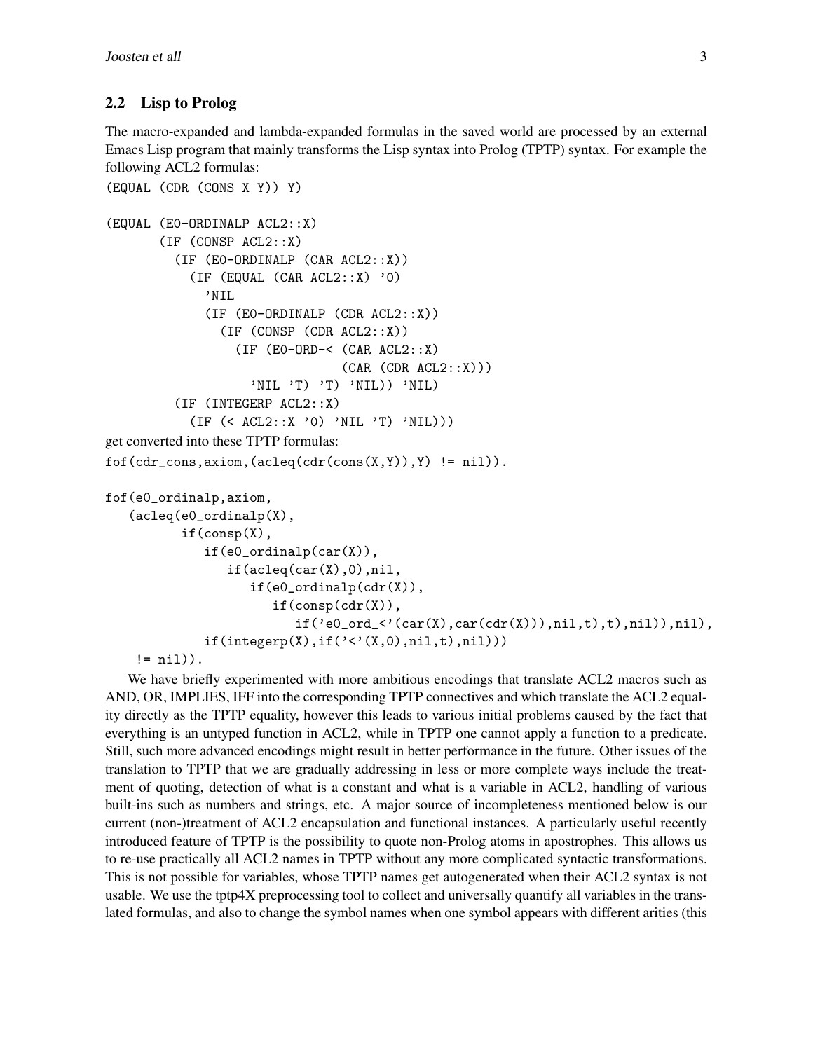## 2.2 Lisp to Prolog

The macro-expanded and lambda-expanded formulas in the saved world are processed by an external Emacs Lisp program that mainly transforms the Lisp syntax into Prolog (TPTP) syntax. For example the following ACL2 formulas:

```
(EQUAL (CDR (CONS X Y)) Y)

(EQUAL (E0-ORDINALP ACL2::X)
       (IF (CONSP ACL2::X)
         (IF (E0-ORDINALP (CAR ACL2::X))
           (IF (EQUAL (CAR ACL2::X) '0)
             'NIL
             (IF (E0-ORDINALP (CDR ACL2::X))
               (IF (CONSP (CDR ACL2::X))
                 (IF (E0-ORD-< (CAR ACL2::X)
                               (CAR (CDR ACL2::X)))
                   'NIL 'T) 'T) 'NIL)) 'NIL)
         (IF (INTEGERP ACL2::X)
           (IF (< ACL2::X '0) 'NIL 'T) 'NIL)))
```

get converted into these TPTP formulas:

```
fof(cdr_cons,axiom,(acleq(cdr(cons(X,Y)),Y) != nil)).

fof(e0_ordinalp,axiom,
   (acleq(e0_ordinalp(X),
          if(consp(X),
             if(e0_ordinalp(car(X)),
                if(acleq(car(X),0),nil,
                   if(e0_ordinalp(cdr(X)),
                      if(consp(cdr(X)),
                         if('e0_ord_<'(car(X),car(cdr(X))),nil,t),t),nil)),nil),
             if(integerp(X),if('<'(X,0),nil,t),nil)))
    != nil)).
```

We have briefly experimented with more ambitious encodings that translate ACL2 macros such as AND, OR, IMPLIES, IFF into the corresponding TPTP connectives and which translate the ACL2 equality directly as the TPTP equality, however this leads to various initial problems caused by the fact that everything is an untyped function in ACL2, while in TPTP one cannot apply a function to a predicate. Still, such more advanced encodings might result in better performance in the future. Other issues of the translation to TPTP that we are gradually addressing in less or more complete ways include the treatment of quoting, detection of what is a constant and what is a variable in ACL2, handling of various built-ins such as numbers and strings, etc. A major source of incompleteness mentioned below is our current (non-)treatment of ACL2 encapsulation and functional instances. A particularly useful recently introduced feature of TPTP is the possibility to quote non-Prolog atoms in apostrophes. This allows us to re-use practically all ACL2 names in TPTP without any more complicated syntactic transformations. This is not possible for variables, whose TPTP names get autogenerated when their ACL2 syntax is not usable. We use the tptp4X preprocessing tool to collect and universally quantify all variables in the translated formulas, and also to change the symbol names when one symbol appears with different arities (this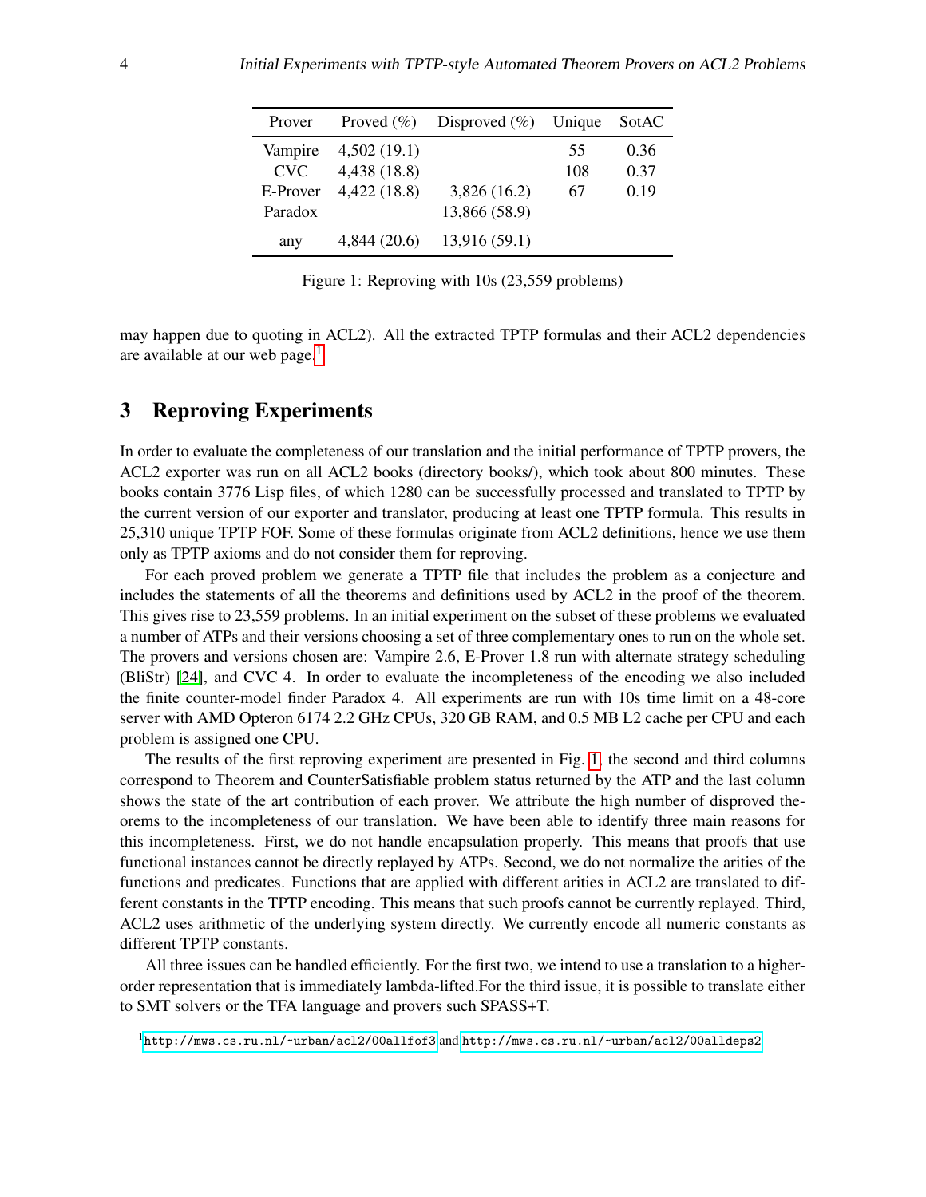| Prover | Proved (%) | Disproved (%) | Unique | SotAC |
|---|---|---|---|---|
| Vampire | 4,502 (19.1) | | 55 | 0.36 |
| CVC | 4,438 (18.8) | | 108 | 0.37 |
| E-Prover | 4,422 (18.8) | 3,826 (16.2) | 67 | 0.19 |
| Paradox | | 13,866 (58.9) | | |
| any | 4,844 (20.6) | 13,916 (59.1) | | |

Figure 1: Reproving with 10s (23,559 problems)

may happen due to quoting in ACL2). All the extracted TPTP formulas and their ACL2 dependencies are available at our web page.[1]

## 3 Reproving Experiments

In order to evaluate the completeness of our translation and the initial performance of TPTP provers, the ACL2 exporter was run on all ACL2 books (directory books/), which took about 800 minutes. These books contain 3776 Lisp files, of which 1280 can be successfully processed and translated to TPTP by the current version of our exporter and translator, producing at least one TPTP formula. This results in 25,310 unique TPTP FOF. Some of these formulas originate from ACL2 definitions, hence we use them only as TPTP axioms and do not consider them for reproving.

For each proved problem we generate a TPTP file that includes the problem as a conjecture and includes the statements of all the theorems and definitions used by ACL2 in the proof of the theorem. This gives rise to 23,559 problems. In an initial experiment on the subset of these problems we evaluated a number of ATPs and their versions choosing a set of three complementary ones to run on the whole set. The provers and versions chosen are: Vampire 2.6, E-Prover 1.8 run with alternate strategy scheduling (BliStr) [24], and CVC 4. In order to evaluate the incompleteness of the encoding we also included the finite counter-model finder Paradox 4. All experiments are run with 10s time limit on a 48-core server with AMD Opteron 6174 2.2 GHz CPUs, 320 GB RAM, and 0.5 MB L2 cache per CPU and each problem is assigned one CPU.

The results of the first reproving experiment are presented in Fig. 1, the second and third columns correspond to Theorem and CounterSatisfiable problem status returned by the ATP and the last column shows the state of the art contribution of each prover. We attribute the high number of disproved theorems to the incompleteness of our translation. We have been able to identify three main reasons for this incompleteness. First, we do not handle encapsulation properly. This means that proofs that use functional instances cannot be directly replayed by ATPs. Second, we do not normalize the arities of the functions and predicates. Functions that are applied with different arities in ACL2 are translated to different constants in the TPTP encoding. This means that such proofs cannot be currently replayed. Third, ACL2 uses arithmetic of the underlying system directly. We currently encode all numeric constants as different TPTP constants.

All three issues can be handled efficiently. For the first two, we intend to use a translation to a higher-order representation that is immediately lambda-lifted.For the third issue, it is possible to translate either to SMT solvers or the TFA language and provers such SPASS+T.

[1] http://mws.cs.ru.nl/~urban/acl2/00allfof3 and http://mws.cs.ru.nl/~urban/acl2/00alldeps2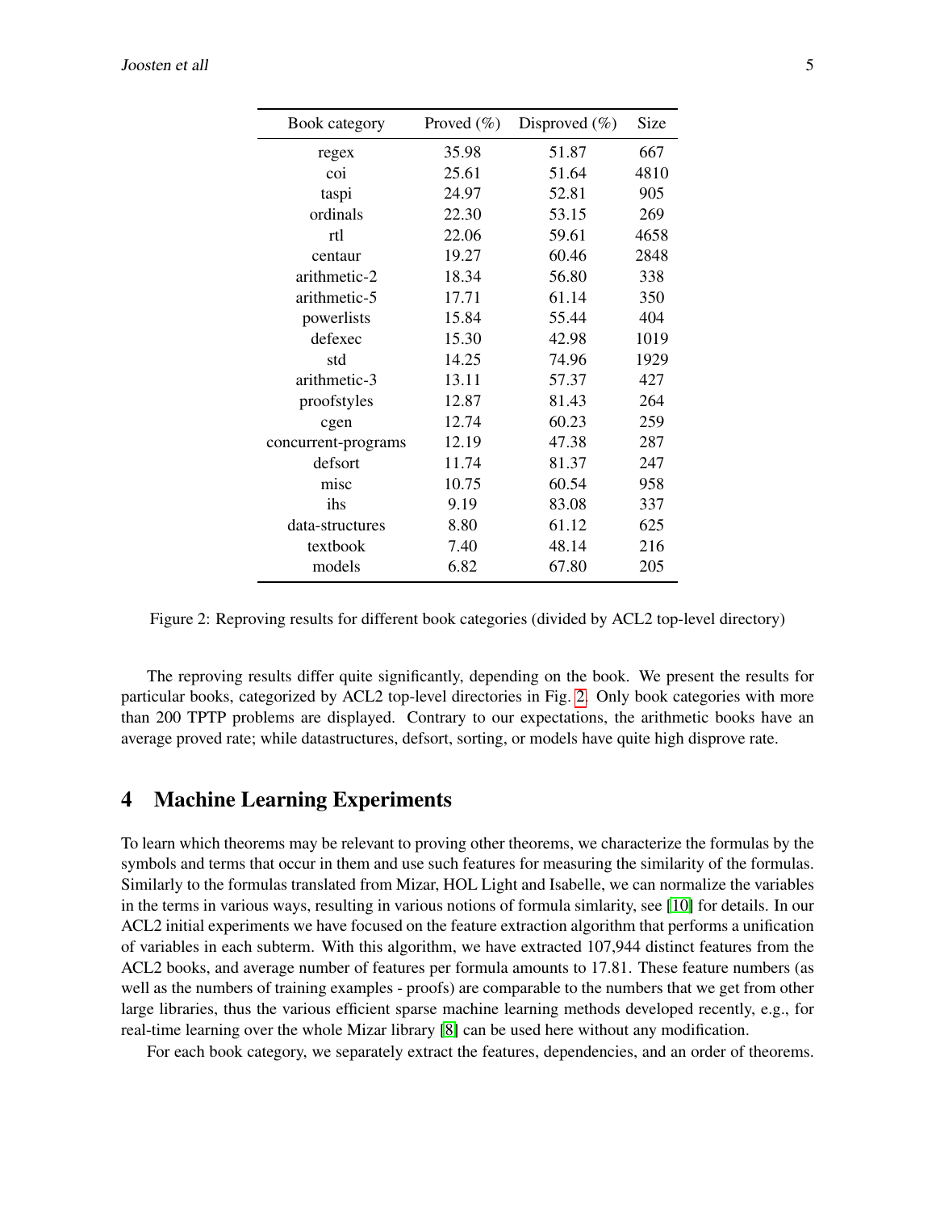| Book category | Proved (%) | Disproved (%) | Size |
|---|---|---|---|
| regex | 35.98 | 51.87 | 667 |
| coi | 25.61 | 51.64 | 4810 |
| taspi | 24.97 | 52.81 | 905 |
| ordinals | 22.30 | 53.15 | 269 |
| rtl | 22.06 | 59.61 | 4658 |
| centaur | 19.27 | 60.46 | 2848 |
| arithmetic-2 | 18.34 | 56.80 | 338 |
| arithmetic-5 | 17.71 | 61.14 | 350 |
| powerlists | 15.84 | 55.44 | 404 |
| defexec | 15.30 | 42.98 | 1019 |
| std | 14.25 | 74.96 | 1929 |
| arithmetic-3 | 13.11 | 57.37 | 427 |
| proofstyles | 12.87 | 81.43 | 264 |
| cgen | 12.74 | 60.23 | 259 |
| concurrent-programs | 12.19 | 47.38 | 287 |
| defsort | 11.74 | 81.37 | 247 |
| misc | 10.75 | 60.54 | 958 |
| ihs | 9.19 | 83.08 | 337 |
| data-structures | 8.80 | 61.12 | 625 |
| textbook | 7.40 | 48.14 | 216 |
| models | 6.82 | 67.80 | 205 |

Figure 2: Reproving results for different book categories (divided by ACL2 top-level directory)

The reproving results differ quite significantly, depending on the book. We present the results for particular books, categorized by ACL2 top-level directories in Fig. 2. Only book categories with more than 200 TPTP problems are displayed. Contrary to our expectations, the arithmetic books have an average proved rate; while datastructures, defsort, sorting, or models have quite high disprove rate.

## 4 Machine Learning Experiments

To learn which theorems may be relevant to proving other theorems, we characterize the formulas by the symbols and terms that occur in them and use such features for measuring the similarity of the formulas. Similarly to the formulas translated from Mizar, HOL Light and Isabelle, we can normalize the variables in the terms in various ways, resulting in various notions of formula simlarity, see [10] for details. In our ACL2 initial experiments we have focused on the feature extraction algorithm that performs a unification of variables in each subterm. With this algorithm, we have extracted 107,944 distinct features from the ACL2 books, and average number of features per formula amounts to 17.81. These feature numbers (as well as the numbers of training examples - proofs) are comparable to the numbers that we get from other large libraries, thus the various efficient sparse machine learning methods developed recently, e.g., for real-time learning over the whole Mizar library [8] can be used here without any modification.

For each book category, we separately extract the features, dependencies, and an order of theorems.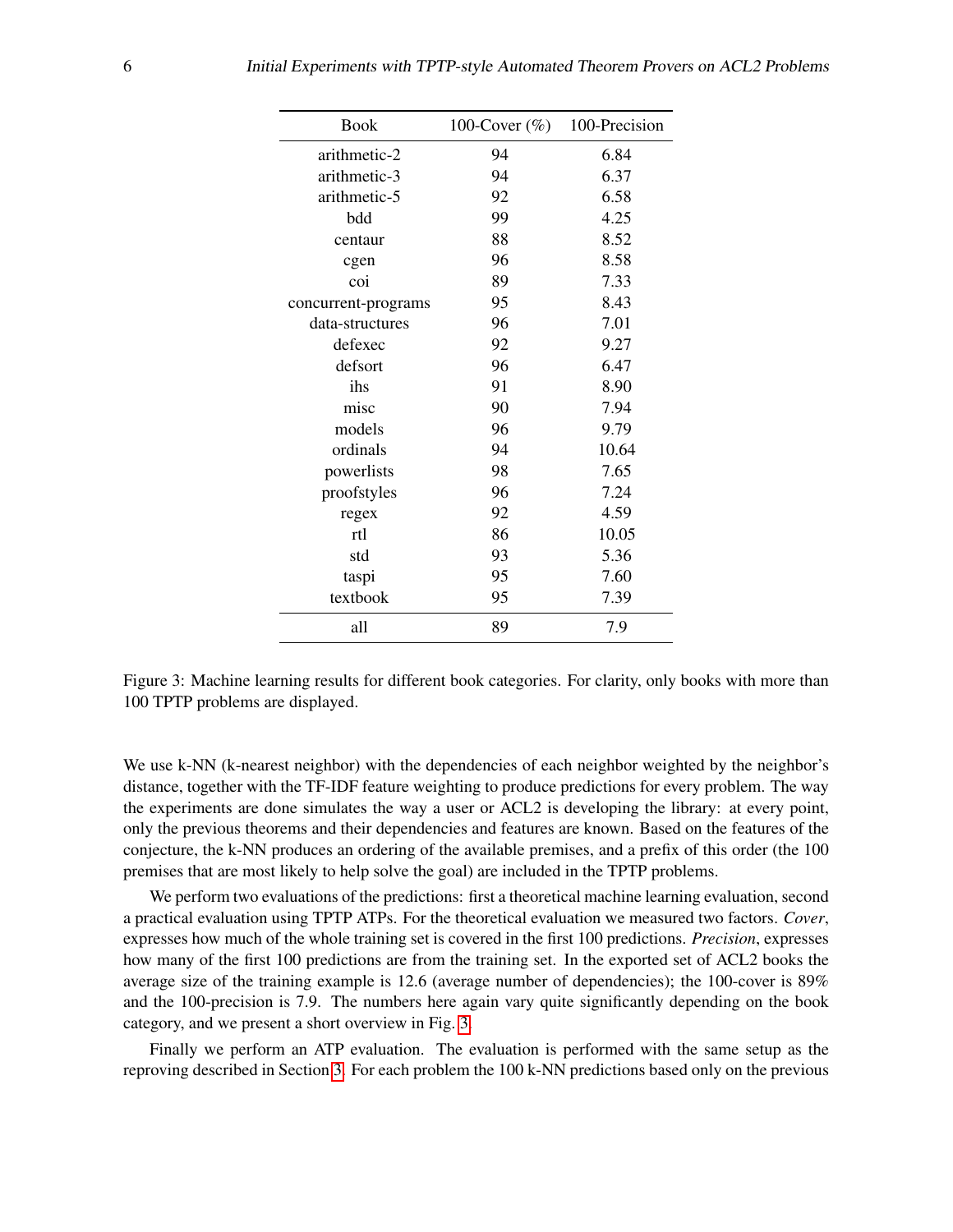| Book | 100-Cover (%) | 100-Precision |
|---|---|---|
| arithmetic-2 | 94 | 6.84 |
| arithmetic-3 | 94 | 6.37 |
| arithmetic-5 | 92 | 6.58 |
| bdd | 99 | 4.25 |
| centaur | 88 | 8.52 |
| cgen | 96 | 8.58 |
| coi | 89 | 7.33 |
| concurrent-programs | 95 | 8.43 |
| data-structures | 96 | 7.01 |
| defexec | 92 | 9.27 |
| defsort | 96 | 6.47 |
| ihs | 91 | 8.90 |
| misc | 90 | 7.94 |
| models | 96 | 9.79 |
| ordinals | 94 | 10.64 |
| powerlists | 98 | 7.65 |
| proofstyles | 96 | 7.24 |
| regex | 92 | 4.59 |
| rtl | 86 | 10.05 |
| std | 93 | 5.36 |
| taspi | 95 | 7.60 |
| textbook | 95 | 7.39 |
| all | 89 | 7.9 |

Figure 3: Machine learning results for different book categories. For clarity, only books with more than 100 TPTP problems are displayed.

We use k-NN (k-nearest neighbor) with the dependencies of each neighbor weighted by the neighbor's distance, together with the TF-IDF feature weighting to produce predictions for every problem. The way the experiments are done simulates the way a user or ACL2 is developing the library: at every point, only the previous theorems and their dependencies and features are known. Based on the features of the conjecture, the k-NN produces an ordering of the available premises, and a prefix of this order (the 100 premises that are most likely to help solve the goal) are included in the TPTP problems.

We perform two evaluations of the predictions: first a theoretical machine learning evaluation, second a practical evaluation using TPTP ATPs. For the theoretical evaluation we measured two factors. *Cover*, expresses how much of the whole training set is covered in the first 100 predictions. *Precision*, expresses how many of the first 100 predictions are from the training set. In the exported set of ACL2 books the average size of the training example is 12.6 (average number of dependencies); the 100-cover is 89% and the 100-precision is 7.9. The numbers here again vary quite significantly depending on the book category, and we present a short overview in Fig. 3.

Finally we perform an ATP evaluation. The evaluation is performed with the same setup as the reproving described in Section 3. For each problem the 100 k-NN predictions based only on the previous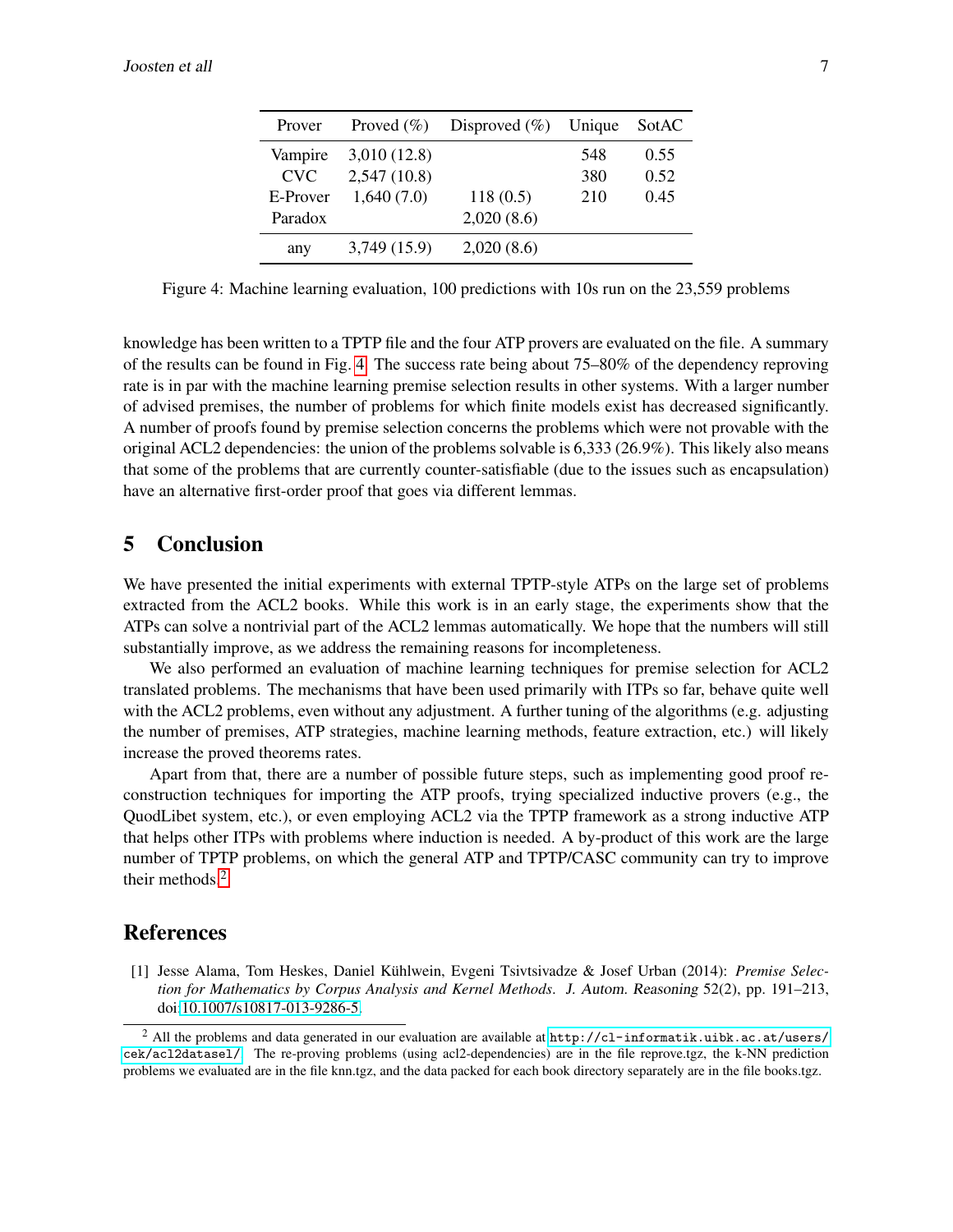| Prover | Proved (%) | Disproved (%) | Unique | SotAC |
|---|---|---|---|---|
| Vampire | 3,010 (12.8) | | 548 | 0.55 |
| CVC | 2,547 (10.8) | | 380 | 0.52 |
| E-Prover | 1,640 (7.0) | 118 (0.5) | 210 | 0.45 |
| Paradox | | 2,020 (8.6) | | |
| any | 3,749 (15.9) | 2,020 (8.6) | | |

Figure 4: Machine learning evaluation, 100 predictions with 10s run on the 23,559 problems

knowledge has been written to a TPTP file and the four ATP provers are evaluated on the file. A summary of the results can be found in Fig. 4. The success rate being about 75–80% of the dependency reproving rate is in par with the machine learning premise selection results in other systems. With a larger number of advised premises, the number of problems for which finite models exist has decreased significantly. A number of proofs found by premise selection concerns the problems which were not provable with the original ACL2 dependencies: the union of the problems solvable is 6,333 (26.9%). This likely also means that some of the problems that are currently counter-satisfiable (due to the issues such as encapsulation) have an alternative first-order proof that goes via different lemmas.

## 5 Conclusion

We have presented the initial experiments with external TPTP-style ATPs on the large set of problems extracted from the ACL2 books. While this work is in an early stage, the experiments show that the ATPs can solve a nontrivial part of the ACL2 lemmas automatically. We hope that the numbers will still substantially improve, as we address the remaining reasons for incompleteness.

We also performed an evaluation of machine learning techniques for premise selection for ACL2 translated problems. The mechanisms that have been used primarily with ITPs so far, behave quite well with the ACL2 problems, even without any adjustment. A further tuning of the algorithms (e.g. adjusting the number of premises, ATP strategies, machine learning methods, feature extraction, etc.) will likely increase the proved theorems rates.

Apart from that, there are a number of possible future steps, such as implementing good proof reconstruction techniques for importing the ATP proofs, trying specialized inductive provers (e.g., the QuodLibet system, etc.), or even employing ACL2 via the TPTP framework as a strong inductive ATP that helps other ITPs with problems where induction is needed. A by-product of this work are the large number of TPTP problems, on which the general ATP and TPTP/CASC community can try to improve their methods.[2]

## References

[1] Jesse Alama, Tom Heskes, Daniel Kühlwein, Evgeni Tsivtsivadze & Josef Urban (2014): *Premise Selection for Mathematics by Corpus Analysis and Kernel Methods*. J. Autom. Reasoning 52(2), pp. 191–213, doi:10.1007/s10817-013-9286-5.

[2] All the problems and data generated in our evaluation are available at http://cl-informatik.uibk.ac.at/users/cek/acl2datasel/. The re-proving problems (using acl2-dependencies) are in the file reprove.tgz, the k-NN prediction problems we evaluated are in the file knn.tgz, and the data packed for each book directory separately are in the file books.tgz.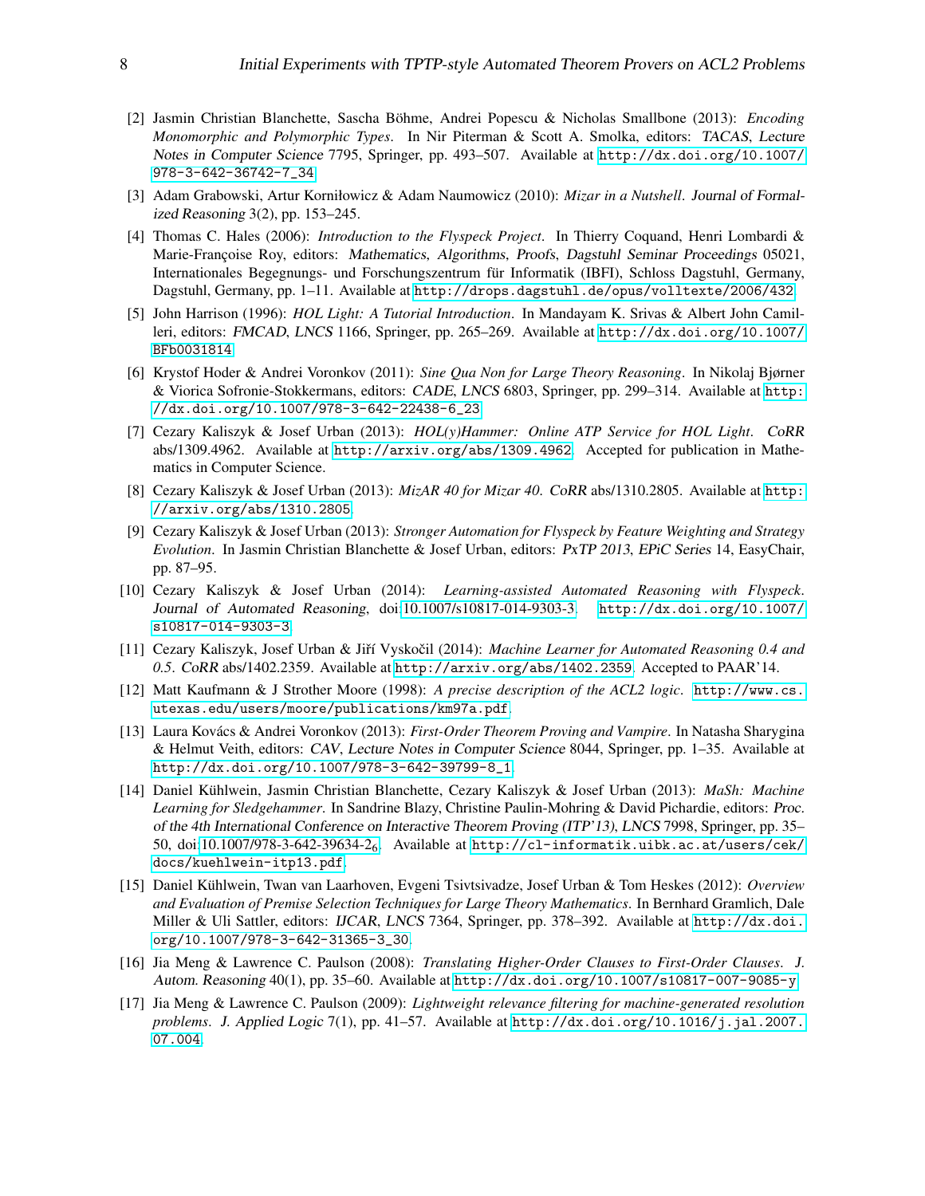[2] Jasmin Christian Blanchette, Sascha Böhme, Andrei Popescu & Nicholas Smallbone (2013): *Encoding Monomorphic and Polymorphic Types*. In Nir Piterman & Scott A. Smolka, editors: *TACAS*, *Lecture Notes in Computer Science* 7795, Springer, pp. 493–507. Available at http://dx.doi.org/10.1007/978-3-642-36742-7_34.

[3] Adam Grabowski, Artur Korniłowicz & Adam Naumowicz (2010): *Mizar in a Nutshell*. *Journal of Formalized Reasoning* 3(2), pp. 153–245.

[4] Thomas C. Hales (2006): *Introduction to the Flyspeck Project*. In Thierry Coquand, Henri Lombardi & Marie-Françoise Roy, editors: *Mathematics, Algorithms, Proofs*, *Dagstuhl Seminar Proceedings* 05021, Internationales Begegnungs- und Forschungszentrum für Informatik (IBFI), Schloss Dagstuhl, Germany, Dagstuhl, Germany, pp. 1–11. Available at http://drops.dagstuhl.de/opus/volltexte/2006/432.

[5] John Harrison (1996): *HOL Light: A Tutorial Introduction*. In Mandayam K. Srivas & Albert John Camilleri, editors: *FMCAD*, *LNCS* 1166, Springer, pp. 265–269. Available at http://dx.doi.org/10.1007/BFb0031814.

[6] Krystof Hoder & Andrei Voronkov (2011): *Sine Qua Non for Large Theory Reasoning*. In Nikolaj Bjørner & Viorica Sofronie-Stokkermans, editors: *CADE*, *LNCS* 6803, Springer, pp. 299–314. Available at http://dx.doi.org/10.1007/978-3-642-22438-6_23.

[7] Cezary Kaliszyk & Josef Urban (2013): *HOL(y)Hammer: Online ATP Service for HOL Light*. *CoRR* abs/1309.4962. Available at http://arxiv.org/abs/1309.4962. Accepted for publication in Mathematics in Computer Science.

[8] Cezary Kaliszyk & Josef Urban (2013): *MizAR 40 for Mizar 40*. *CoRR* abs/1310.2805. Available at http://arxiv.org/abs/1310.2805.

[9] Cezary Kaliszyk & Josef Urban (2013): *Stronger Automation for Flyspeck by Feature Weighting and Strategy Evolution*. In Jasmin Christian Blanchette & Josef Urban, editors: *PxTP 2013*, *EPiC Series* 14, EasyChair, pp. 87–95.

[10] Cezary Kaliszyk & Josef Urban (2014): *Learning-assisted Automated Reasoning with Flyspeck*. *Journal of Automated Reasoning*, doi:10.1007/s10817-014-9303-3. http://dx.doi.org/10.1007/s10817-014-9303-3.

[11] Cezary Kaliszyk, Josef Urban & Jiří Vyskočil (2014): *Machine Learner for Automated Reasoning 0.4 and 0.5*. *CoRR* abs/1402.2359. Available at http://arxiv.org/abs/1402.2359. Accepted to PAAR'14.

[12] Matt Kaufmann & J Strother Moore (1998): *A precise description of the ACL2 logic*. http://www.cs.utexas.edu/users/moore/publications/km97a.pdf.

[13] Laura Kovács & Andrei Voronkov (2013): *First-Order Theorem Proving and Vampire*. In Natasha Sharygina & Helmut Veith, editors: *CAV*, *Lecture Notes in Computer Science* 8044, Springer, pp. 1–35. Available at http://dx.doi.org/10.1007/978-3-642-39799-8_1.

[14] Daniel Kühlwein, Jasmin Christian Blanchette, Cezary Kaliszyk & Josef Urban (2013): *MaSh: Machine Learning for Sledgehammer*. In Sandrine Blazy, Christine Paulin-Mohring & David Pichardie, editors: *Proc. of the 4th International Conference on Interactive Theorem Proving (ITP'13)*, *LNCS* 7998, Springer, pp. 35–50, doi:10.1007/978-3-642-39634-2$_6$. Available at http://cl-informatik.uibk.ac.at/users/cek/docs/kuehlwein-itp13.pdf.

[15] Daniel Kühlwein, Twan van Laarhoven, Evgeni Tsivtsivadze, Josef Urban & Tom Heskes (2012): *Overview and Evaluation of Premise Selection Techniques for Large Theory Mathematics*. In Bernhard Gramlich, Dale Miller & Uli Sattler, editors: *IJCAR*, *LNCS* 7364, Springer, pp. 378–392. Available at http://dx.doi.org/10.1007/978-3-642-31365-3_30.

[16] Jia Meng & Lawrence C. Paulson (2008): *Translating Higher-Order Clauses to First-Order Clauses*. *J. Autom. Reasoning* 40(1), pp. 35–60. Available at http://dx.doi.org/10.1007/s10817-007-9085-y.

[17] Jia Meng & Lawrence C. Paulson (2009): *Lightweight relevance filtering for machine-generated resolution problems*. *J. Applied Logic* 7(1), pp. 41–57. Available at http://dx.doi.org/10.1016/j.jal.2007.07.004.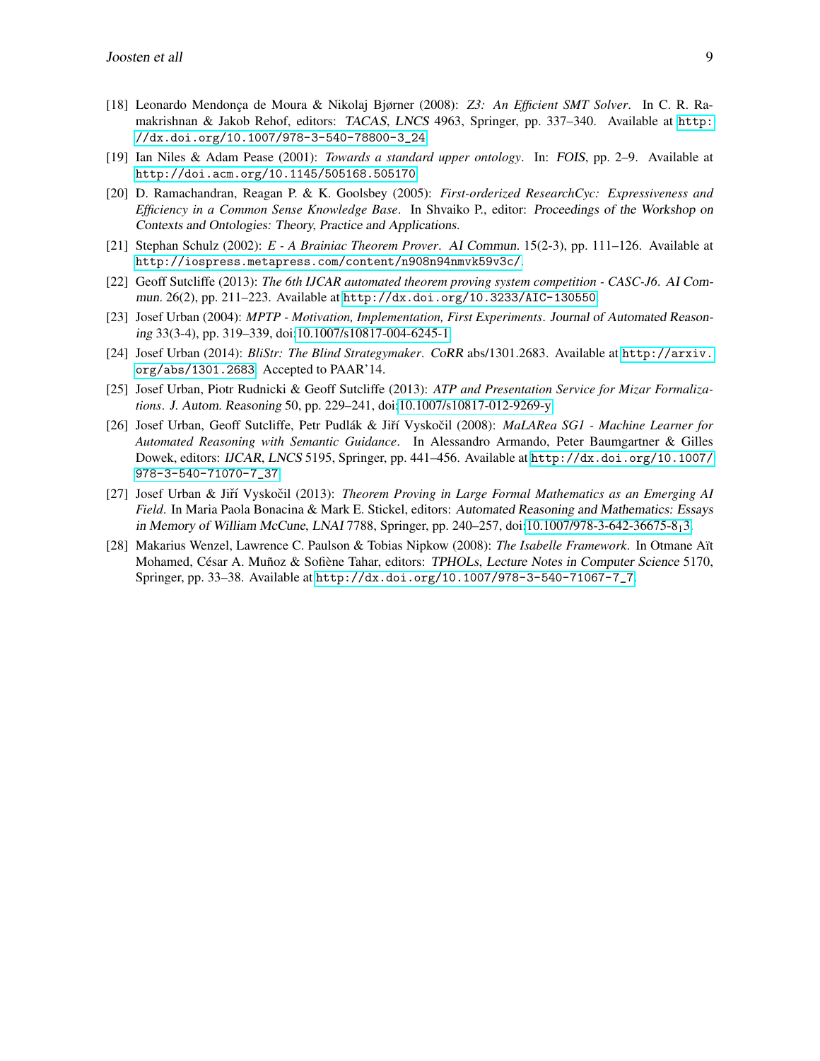[18] Leonardo Mendonça de Moura & Nikolaj Bjørner (2008): *Z3: An Efficient SMT Solver*. In C. R. Ramakrishnan & Jakob Rehof, editors: *TACAS*, *LNCS* 4963, Springer, pp. 337–340. Available at http://dx.doi.org/10.1007/978-3-540-78800-3_24.

[19] Ian Niles & Adam Pease (2001): *Towards a standard upper ontology*. In: *FOIS*, pp. 2–9. Available at http://doi.acm.org/10.1145/505168.505170.

[20] D. Ramachandran, Reagan P. & K. Goolsbey (2005): *First-orderized ResearchCyc: Expressiveness and Efficiency in a Common Sense Knowledge Base*. In Shvaiko P., editor: *Proceedings of the Workshop on Contexts and Ontologies: Theory, Practice and Applications*.

[21] Stephan Schulz (2002): *E - A Brainiac Theorem Prover*. *AI Commun.* 15(2-3), pp. 111–126. Available at http://iospress.metapress.com/content/n908n94nmvk59v3c/.

[22] Geoff Sutcliffe (2013): *The 6th IJCAR automated theorem proving system competition - CASC-J6*. *AI Commun.* 26(2), pp. 211–223. Available at http://dx.doi.org/10.3233/AIC-130550.

[23] Josef Urban (2004): *MPTP - Motivation, Implementation, First Experiments*. *Journal of Automated Reasoning* 33(3-4), pp. 319–339, doi:10.1007/s10817-004-6245-1.

[24] Josef Urban (2014): *BliStr: The Blind Strategymaker*. *CoRR* abs/1301.2683. Available at http://arxiv.org/abs/1301.2683. Accepted to PAAR'14.

[25] Josef Urban, Piotr Rudnicki & Geoff Sutcliffe (2013): *ATP and Presentation Service for Mizar Formalizations*. *J. Autom. Reasoning* 50, pp. 229–241, doi:10.1007/s10817-012-9269-y.

[26] Josef Urban, Geoff Sutcliffe, Petr Pudlák & Jiří Vyskočil (2008): *MaLARea SG1 - Machine Learner for Automated Reasoning with Semantic Guidance*. In Alessandro Armando, Peter Baumgartner & Gilles Dowek, editors: *IJCAR*, *LNCS* 5195, Springer, pp. 441–456. Available at http://dx.doi.org/10.1007/978-3-540-71070-7_37.

[27] Josef Urban & Jiří Vyskočil (2013): *Theorem Proving in Large Formal Mathematics as an Emerging AI Field*. In Maria Paola Bonacina & Mark E. Stickel, editors: *Automated Reasoning and Mathematics: Essays in Memory of William McCune*, *LNAI* 7788, Springer, pp. 240–257, doi:10.1007/978-3-642-36675-8_13.

[28] Makarius Wenzel, Lawrence C. Paulson & Tobias Nipkow (2008): *The Isabelle Framework*. In Otmane Aït Mohamed, César A. Muñoz & Sofiène Tahar, editors: *TPHOLs*, *Lecture Notes in Computer Science* 5170, Springer, pp. 33–38. Available at http://dx.doi.org/10.1007/978-3-540-71067-7_7.